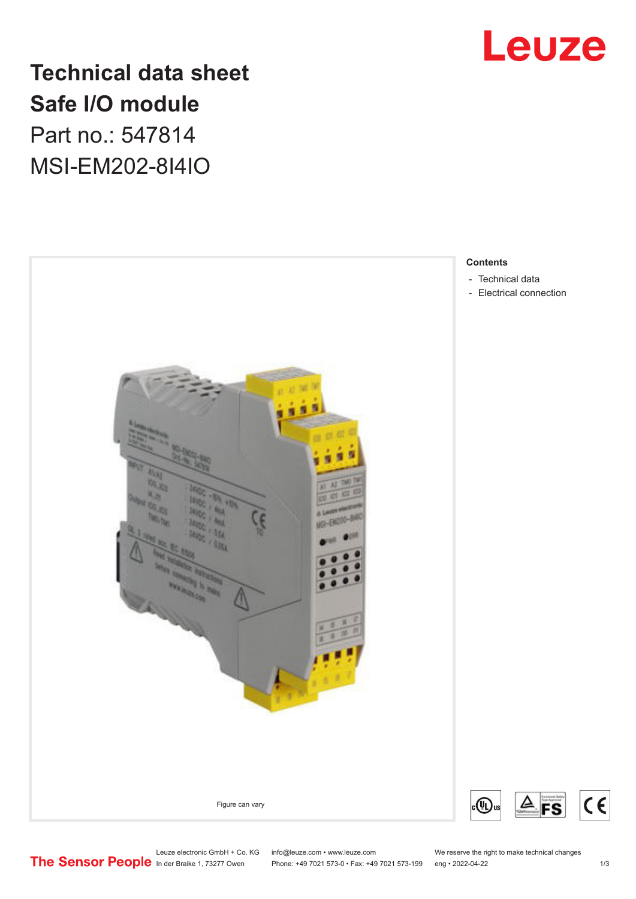# Technical data sheet

# Safe I/O module

Part no.: 547814

MSI-EM202-8I4IO

Figure can vary

**Contents**

- Technical data
- Electrical connection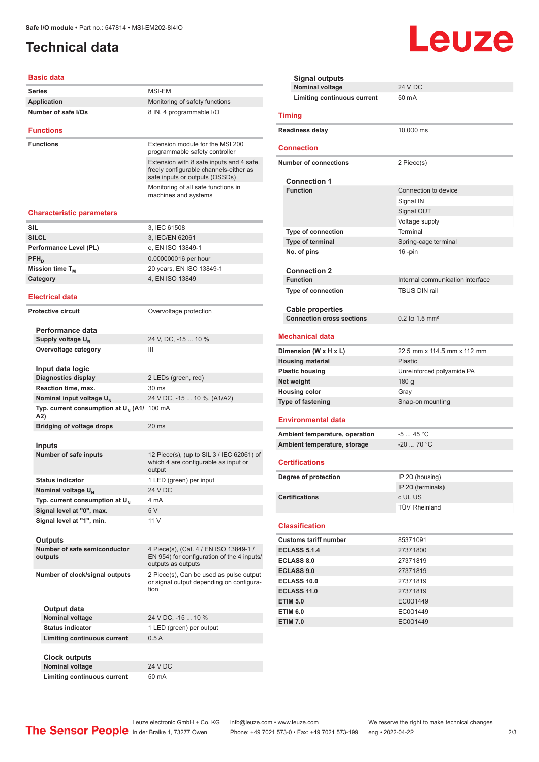Safe I/O module • Part no.: 547814 • MSI-EM202-8I4IO

# Technical data

## Basic data

| | |
|---|---|
| Series | MSI-EM |
| Application | Monitoring of safety functions |
| Number of safe I/Os | 8 IN, 4 programmable I/O |

## Functions

| | |
|---|---|
| Functions | Extension module for the MSI 200 programmable safety controller |
| | Extension with 8 safe inputs and 4 safe, freely configurable channels-either as safe inputs or outputs (OSSDs) |
| | Monitoring of all safe functions in machines and systems |

## Characteristic parameters

| | |
|---|---|
| SIL | 3, IEC 61508 |
| SILCL | 3, IEC/EN 62061 |
| Performance Level (PL) | e, EN ISO 13849-1 |
| $PFH_D$ | 0.000000016 per hour |
| Mission time $T_M$ | 20 years, EN ISO 13849-1 |
| Category | 4, EN ISO 13849 |

## Electrical data

| | |
|---|---|
| Protective circuit | Overvoltage protection |

### Performance data

| | |
|---|---|
| Supply voltage $U_B$ | 24 V, DC, -15 ... 10 % |
| Overvoltage category | III |

### Input data logic

| | |
|---|---|
| Diagnostics display | 2 LEDs (green, red) |
| Reaction time, max. | 30 ms |
| Nominal input voltage $U_N$ | 24 V DC, -15 ... 10 %, (A1/A2) |
| Typ. current consumption at $U_N$ (A1/A2) | 100 mA |
| Bridging of voltage drops | 20 ms |

### Inputs

| | |
|---|---|
| Number of safe inputs | 12 Piece(s), (up to SIL 3 / IEC 62061) of which 4 are configurable as input or output |
| Status indicator | 1 LED (green) per input |
| Nominal voltage $U_N$ | 24 V DC |
| Typ. current consumption at $U_N$ | 4 mA |
| Signal level at "0", max. | 5 V |
| Signal level at "1", min. | 11 V |

### Outputs

| | |
|---|---|
| Number of safe semiconductor outputs | 4 Piece(s), (Cat. 4 / EN ISO 13849-1 / EN 954) for configuration of the 4 inputs/outputs as outputs |
| Number of clock/signal outputs | 2 Piece(s), Can be used as pulse output or signal output depending on configuration |

#### Output data

| | |
|---|---|
| Nominal voltage | 24 V DC, -15 ... 10 % |
| Status indicator | 1 LED (green) per output |
| Limiting continuous current | 0.5 A |

#### Clock outputs

| | |
|---|---|
| Nominal voltage | 24 V DC |
| Limiting continuous current | 50 mA |

#### Signal outputs

| | |
|---|---|
| Nominal voltage | 24 V DC |
| Limiting continuous current | 50 mA |

## Timing

| | |
|---|---|
| Readiness delay | 10,000 ms |

## Connection

| | |
|---|---|
| Number of connections | 2 Piece(s) |

### Connection 1

| | |
|---|---|
| Function | Connection to device |
| | Signal IN |
| | Signal OUT |
| | Voltage supply |
| Type of connection | Terminal |
| Type of terminal | Spring-cage terminal |
| No. of pins | 16 -pin |

### Connection 2

| | |
|---|---|
| Function | Internal communication interface |
| Type of connection | TBUS DIN rail |

### Cable properties

| | |
|---|---|
| Connection cross sections | 0.2 to 1.5 mm² |

## Mechanical data

| | |
|---|---|
| Dimension (W x H x L) | 22.5 mm x 114.5 mm x 112 mm |
| Housing material | Plastic |
| Plastic housing | Unreinforced polyamide PA |
| Net weight | 180 g |
| Housing color | Gray |
| Type of fastening | Snap-on mounting |

## Environmental data

| | |
|---|---|
| Ambient temperature, operation | -5 ... 45 °C |
| Ambient temperature, storage | -20 ... 70 °C |

## Certifications

| | |
|---|---|
| Degree of protection | IP 20 (housing) |
| | IP 20 (terminals) |
| Certifications | c UL US |
| | TÜV Rheinland |

## Classification

| | |
|---|---|
| Customs tariff number | 85371091 |
| ECLASS 5.1.4 | 27371800 |
| ECLASS 8.0 | 27371819 |
| ECLASS 9.0 | 27371819 |
| ECLASS 10.0 | 27371819 |
| ECLASS 11.0 | 27371819 |
| ETIM 5.0 | EC001449 |
| ETIM 6.0 | EC001449 |
| ETIM 7.0 | EC001449 |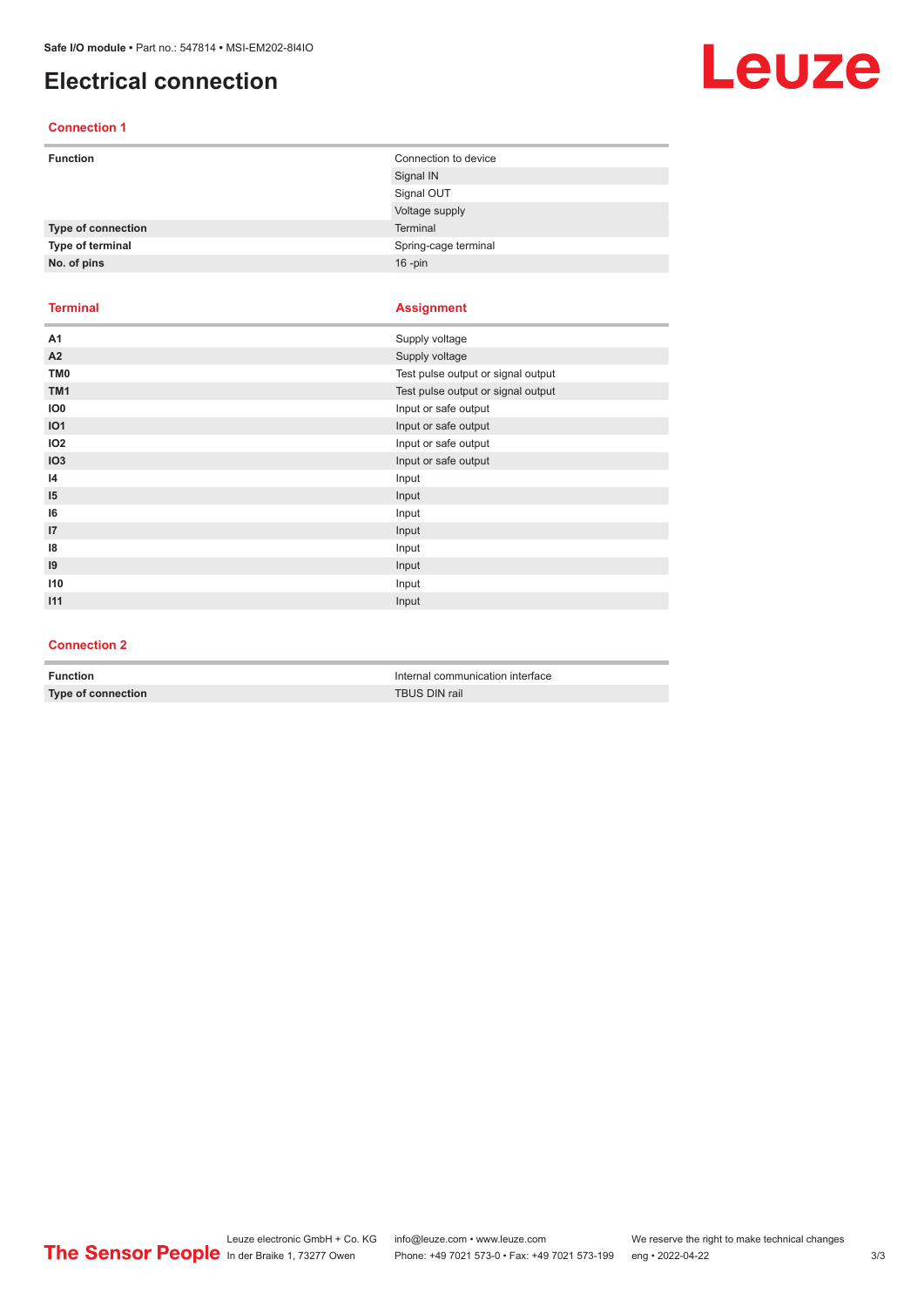# Electrical connection

### Connection 1

| | |
|---|---|
| **Function** | Connection to device |
| | Signal IN |
| | Signal OUT |
| | Voltage supply |
| **Type of connection** | Terminal |
| **Type of terminal** | Spring-cage terminal |
| **No. of pins** | 16 -pin |

| Terminal | Assignment |
|---|---|
| **A1** | Supply voltage |
| **A2** | Supply voltage |
| **TM0** | Test pulse output or signal output |
| **TM1** | Test pulse output or signal output |
| **IO0** | Input or safe output |
| **IO1** | Input or safe output |
| **IO2** | Input or safe output |
| **IO3** | Input or safe output |
| **I4** | Input |
| **I5** | Input |
| **I6** | Input |
| **I7** | Input |
| **I8** | Input |
| **I9** | Input |
| **I10** | Input |
| **I11** | Input |

### Connection 2

| | |
|---|---|
| **Function** | Internal communication interface |
| **Type of connection** | TBUS DIN rail |